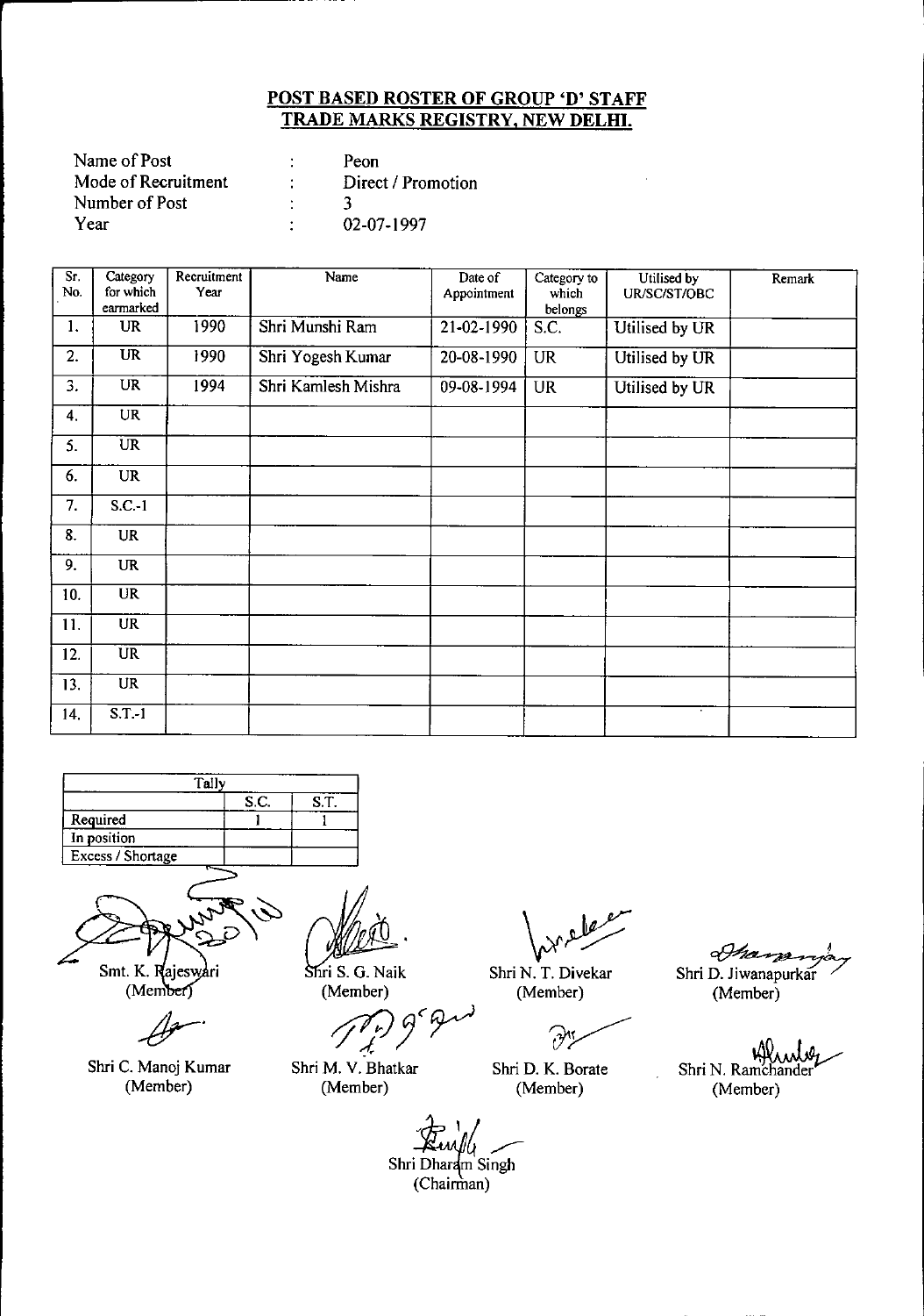## POST BASED ROSTER OF GROUP 'D' STAFF
## TRADE MARKS REGISTRY, NEW DELHI.

| | | |
|---|---|---|
| Name of Post | : | Peon |
| Mode of Recruitment | : | Direct / Promotion |
| Number of Post | : | 3 |
| Year | : | 02-07-1997 |

| Sr. No. | Category for which earmarked | Recruitment Year | Name | Date of Appointment | Category to which belongs | Utilised by UR/SC/ST/OBC | Remark |
|---|---|---|---|---|---|---|---|
| 1. | UR | 1990 | Shri Munshi Ram | 21-02-1990 | S.C. | Utilised by UR | |
| 2. | UR | 1990 | Shri Yogesh Kumar | 20-08-1990 | UR | Utilised by UR | |
| 3. | UR | 1994 | Shri Kamlesh Mishra | 09-08-1994 | UR | Utilised by UR | |
| 4. | UR | | | | | | |
| 5. | UR | | | | | | |
| 6. | UR | | | | | | |
| 7. | S.C.-1 | | | | | | |
| 8. | UR | | | | | | |
| 9. | UR | | | | | | |
| 10. | UR | | | | | | |
| 11. | UR | | | | | | |
| 12. | UR | | | | | | |
| 13. | UR | | | | | | |
| 14. | S.T.-1 | | | | | | |

| Tally | | |
|---|---|---|
| | S.C. | S.T. |
| Required | 1 | 1 |
| In position | | |
| Excess / Shortage | | |

Smt. K. Rajeswari (Member)

Shri S. G. Naik (Member)

Shri N. T. Divekar (Member)

Shri D. Jiwanapurkar (Member)

Shri C. Manoj Kumar (Member)

Shri M. V. Bhatkar (Member)

Shri D. K. Borate (Member)

Shri N. Ramchander (Member)

Shri Dharam Singh (Chairman)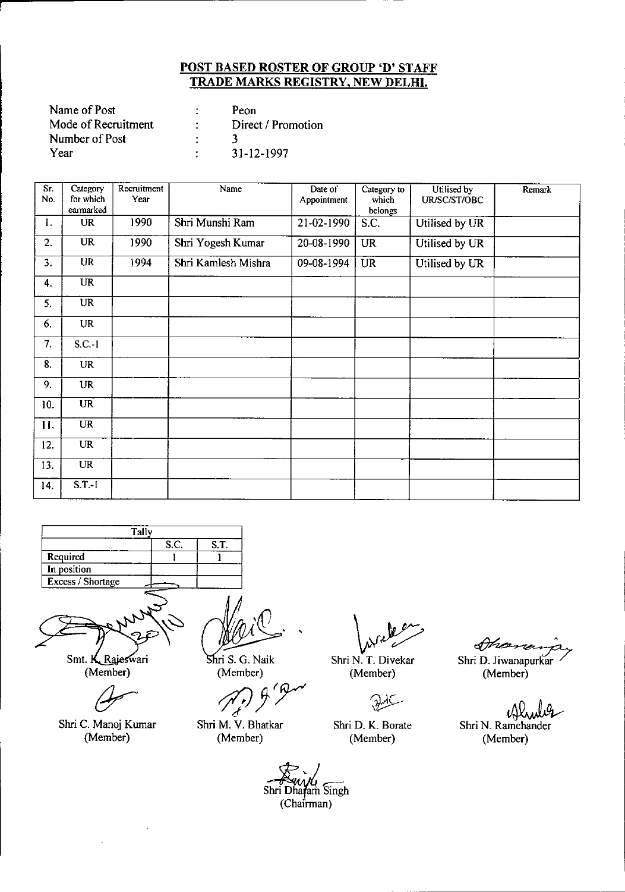## POST BASED ROSTER OF GROUP 'D' STAFF
## TRADE MARKS REGISTRY, NEW DELHI.

Name of Post : Peon
Mode of Recruitment : Direct / Promotion
Number of Post : 3
Year : 31-12-1997

| Sr. No. | Category for which earmarked | Recruitment Year | Name | Date of Appointment | Category to which belongs | Utilised by UR/SC/ST/OBC | Remark |
|---|---|---|---|---|---|---|---|
| 1. | UR | 1990 | Shri Munshi Ram | 21-02-1990 | S.C. | Utilised by UR | |
| 2. | UR | 1990 | Shri Yogesh Kumar | 20-08-1990 | UR | Utilised by UR | |
| 3. | UR | 1994 | Shri Kamlesh Mishra | 09-08-1994 | UR | Utilised by UR | |
| 4. | UR | | | | | | |
| 5. | UR | | | | | | |
| 6. | UR | | | | | | |
| 7. | S.C.-1 | | | | | | |
| 8. | UR | | | | | | |
| 9. | UR | | | | | | |
| 10. | UR | | | | | | |
| 11. | UR | | | | | | |
| 12. | UR | | | | | | |
| 13. | UR | | | | | | |
| 14. | S.T.-1 | | | | | | |

| Tally | | |
|---|---|---|
| | S.C. | S.T. |
| Required | 1 | 1 |
| In position | | |
| Excess / Shortage | — | |

Smt. K. Rajeswari (Member)

Shri S. G. Naik (Member)

Shri N. T. Divekar (Member)

Shri D. Jiwanapurkar (Member)

Shri C. Manoj Kumar (Member)

Shri M. V. Bhatkar (Member)

Shri D. K. Borate (Member)

Shri N. Ramchander (Member)

Shri Dharam Singh (Chairman)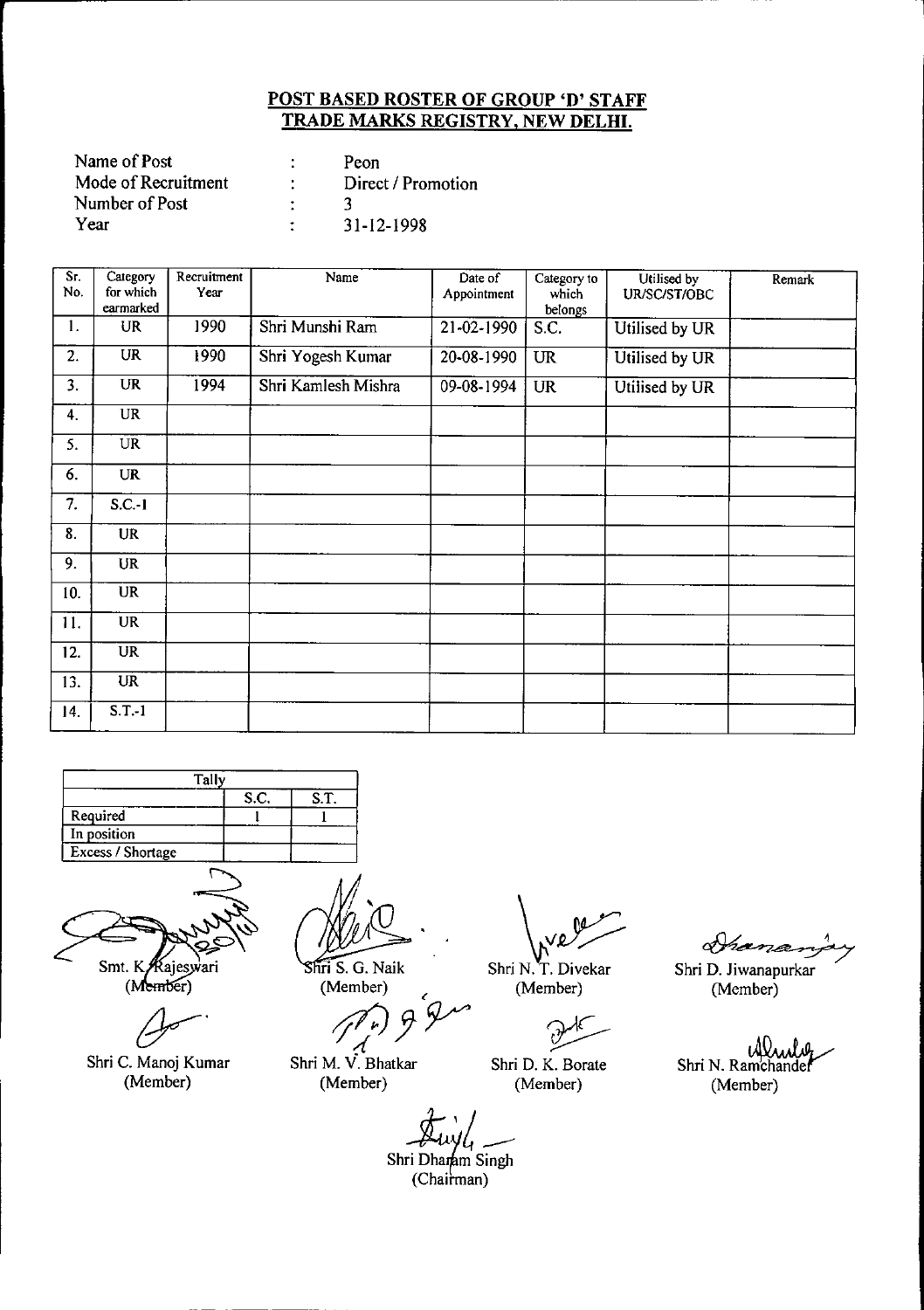## POST BASED ROSTER OF GROUP 'D' STAFF
## TRADE MARKS REGISTRY, NEW DELHI.

| | | |
|---|---|---|
| Name of Post | : | Peon |
| Mode of Recruitment | : | Direct / Promotion |
| Number of Post | : | 3 |
| Year | : | 31-12-1998 |

| Sr. No. | Category for which earmarked | Recruitment Year | Name | Date of Appointment | Category to which belongs | Utilised by UR/SC/ST/OBC | Remark |
|---|---|---|---|---|---|---|---|
| 1. | UR | 1990 | Shri Munshi Ram | 21-02-1990 | S.C. | Utilised by UR | |
| 2. | UR | 1990 | Shri Yogesh Kumar | 20-08-1990 | UR | Utilised by UR | |
| 3. | UR | 1994 | Shri Kamlesh Mishra | 09-08-1994 | UR | Utilised by UR | |
| 4. | UR | | | | | | |
| 5. | UR | | | | | | |
| 6. | UR | | | | | | |
| 7. | S.C.-1 | | | | | | |
| 8. | UR | | | | | | |
| 9. | UR | | | | | | |
| 10. | UR | | | | | | |
| 11. | UR | | | | | | |
| 12. | UR | | | | | | |
| 13. | UR | | | | | | |
| 14. | S.T.-1 | | | | | | |

| Tally | | |
|---|---|---|
| | S.C. | S.T. |
| Required | 1 | 1 |
| In position | | |
| Excess / Shortage | | |

Smt. K. Rajeswari (Member)

Shri S. G. Naik (Member)

Shri N. T. Divekar (Member)

Shri D. Jiwanapurkar (Member)

Shri C. Manoj Kumar (Member)

Shri M. V. Bhatkar (Member)

Shri D. K. Borate (Member)

Shri N. Ramchander (Member)

Shri Dharam Singh (Chairman)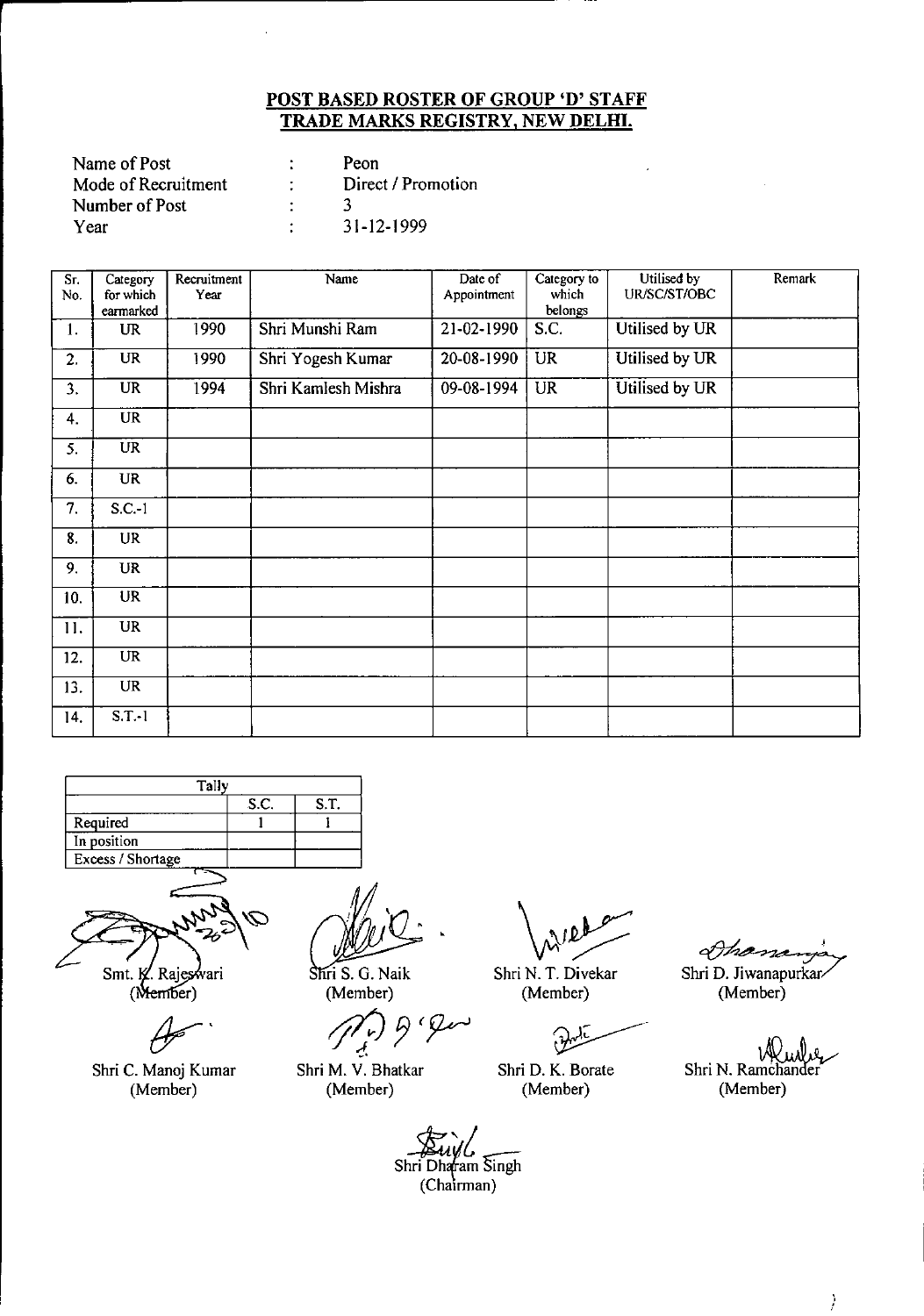**POST BASED ROSTER OF GROUP 'D' STAFF**
**TRADE MARKS REGISTRY, NEW DELHI.**

Name of Post : Peon
Mode of Recruitment : Direct / Promotion
Number of Post : 3
Year : 31-12-1999

| Sr. No. | Category for which earmarked | Recruitment Year | Name | Date of Appointment | Category to which belongs | Utilised by UR/SC/ST/OBC | Remark |
|---|---|---|---|---|---|---|---|
| 1. | UR | 1990 | Shri Munshi Ram | 21-02-1990 | S.C. | Utilised by UR | |
| 2. | UR | 1990 | Shri Yogesh Kumar | 20-08-1990 | UR | Utilised by UR | |
| 3. | UR | 1994 | Shri Kamlesh Mishra | 09-08-1994 | UR | Utilised by UR | |
| 4. | UR | | | | | | |
| 5. | UR | | | | | | |
| 6. | UR | | | | | | |
| 7. | S.C.-1 | | | | | | |
| 8. | UR | | | | | | |
| 9. | UR | | | | | | |
| 10. | UR | | | | | | |
| 11. | UR | | | | | | |
| 12. | UR | | | | | | |
| 13. | UR | | | | | | |
| 14. | S.T.-1 | | | | | | |

| Tally | | |
|---|---|---|
| | S.C. | S.T. |
| Required | 1 | 1 |
| In position | | |
| Excess / Shortage | | |

Smt. K. Rajeswari (Member)

Shri S. G. Naik (Member)

Shri N. T. Divekar (Member)

Shri D. Jiwanapurkar (Member)

Shri C. Manoj Kumar (Member)

Shri M. V. Bhatkar (Member)

Shri D. K. Borate (Member)

Shri N. Ramchander (Member)

Shri Dharam Singh (Chairman)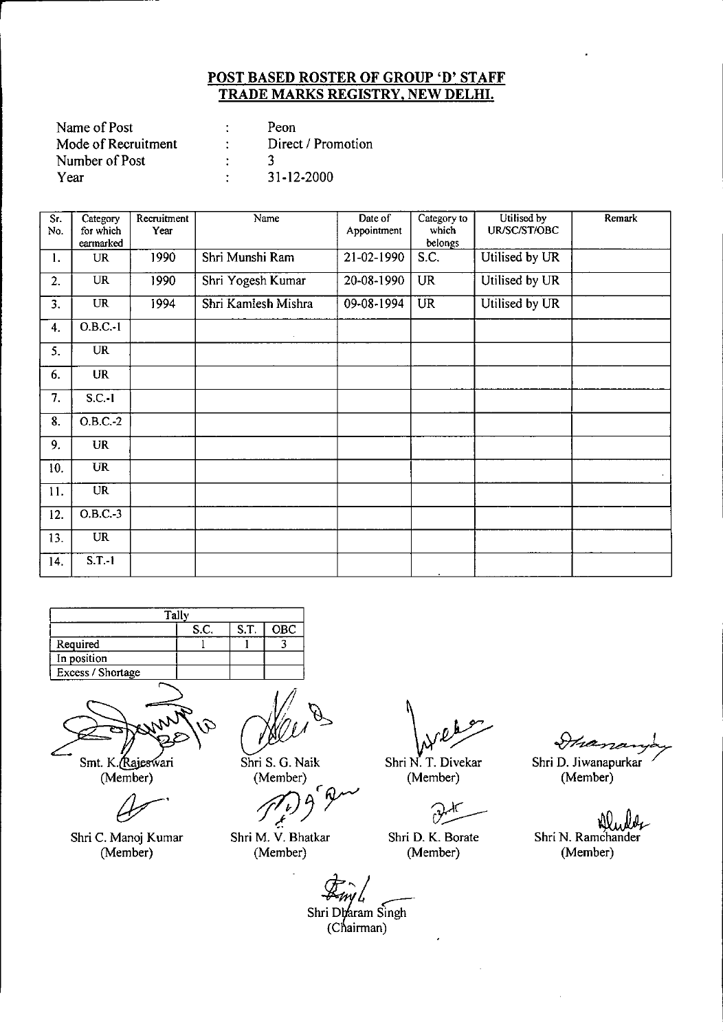## POST BASED ROSTER OF GROUP 'D' STAFF
## TRADE MARKS REGISTRY, NEW DELHI.

| | | |
|---|---|---|
| Name of Post | : | Peon |
| Mode of Recruitment | : | Direct / Promotion |
| Number of Post | : | 3 |
| Year | : | 31-12-2000 |

| Sr. No. | Category for which earmarked | Recruitment Year | Name | Date of Appointment | Category to which belongs | Utilised by UR/SC/ST/OBC | Remark |
|---|---|---|---|---|---|---|---|
| 1. | UR | 1990 | Shri Munshi Ram | 21-02-1990 | S.C. | Utilised by UR | |
| 2. | UR | 1990 | Shri Yogesh Kumar | 20-08-1990 | UR | Utilised by UR | |
| 3. | UR | 1994 | Shri Kamlesh Mishra | 09-08-1994 | UR | Utilised by UR | |
| 4. | O.B.C.-1 | | | | | | |
| 5. | UR | | | | | | |
| 6. | UR | | | | | | |
| 7. | S.C.-1 | | | | | | |
| 8. | O.B.C.-2 | | | | | | |
| 9. | UR | | | | | | |
| 10. | UR | | | | | | |
| 11. | UR | | | | | | |
| 12. | O.B.C.-3 | | | | | | |
| 13. | UR | | | | | | |
| 14. | S.T.-1 | | | | | | |

| Tally | | | |
|---|---|---|---|
| | S.C. | S.T. | OBC |
| Required | 1 | 1 | 3 |
| In position | | | |
| Excess / Shortage | | | |

Smt. K. Rajeswari (Member)

Shri S. G. Naik (Member)

Shri N. T. Divekar (Member)

Shri D. Jiwanapurkar (Member)

Shri C. Manoj Kumar (Member)

Shri M. V. Bhatkar (Member)

Shri D. K. Borate (Member)

Shri N. Ramchander (Member)

Shri Dharam Singh (Chairman)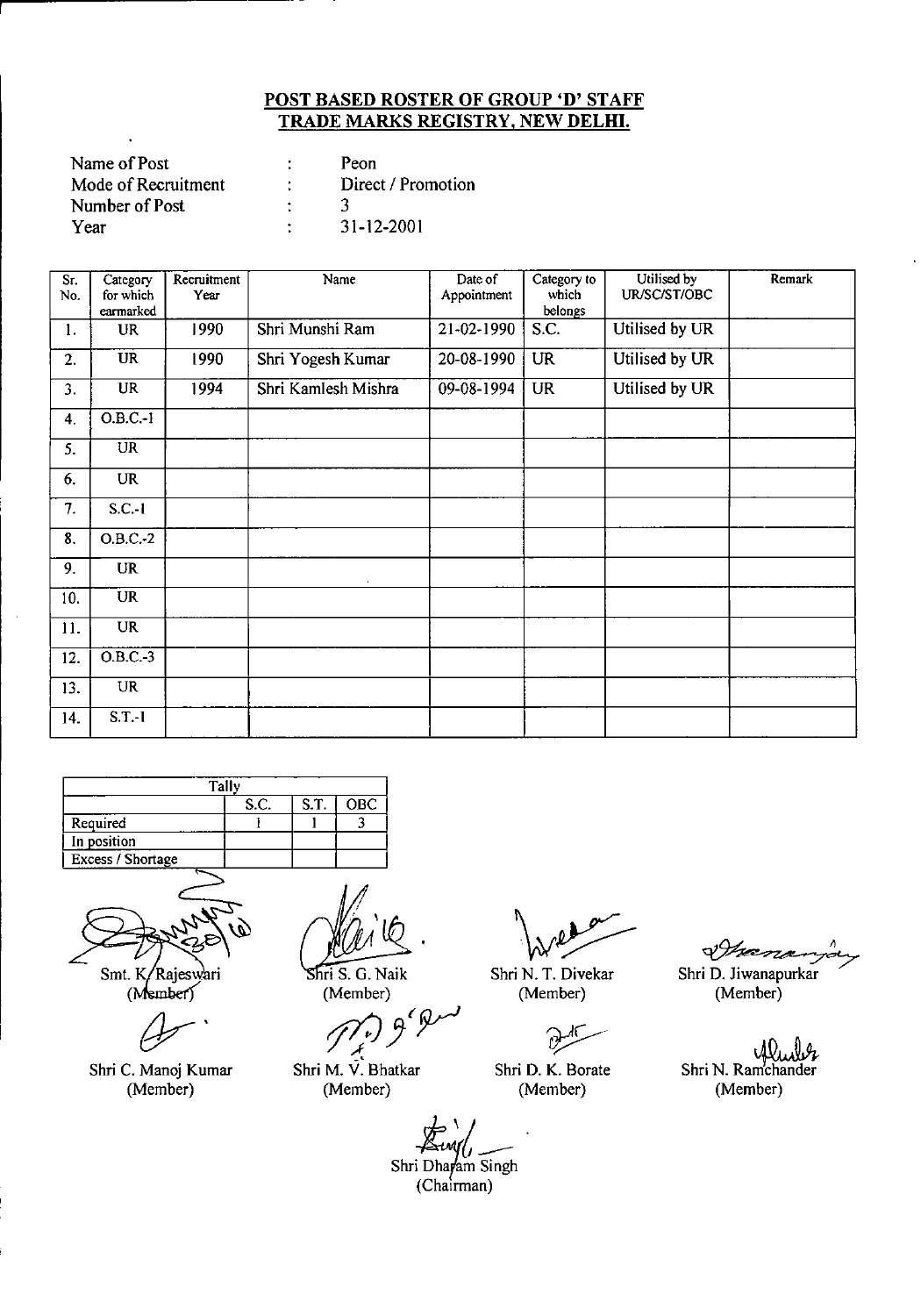**POST BASED ROSTER OF GROUP 'D' STAFF**
**TRADE MARKS REGISTRY, NEW DELHI.**

| | | |
|---|---|---|
| Name of Post | : | Peon |
| Mode of Recruitment | : | Direct / Promotion |
| Number of Post | : | 3 |
| Year | : | 31-12-2001 |

| Sr. No. | Category for which earmarked | Recruitment Year | Name | Date of Appointment | Category to which belongs | Utilised by UR/SC/ST/OBC | Remark |
|---|---|---|---|---|---|---|---|
| 1. | UR | 1990 | Shri Munshi Ram | 21-02-1990 | S.C. | Utilised by UR | |
| 2. | UR | 1990 | Shri Yogesh Kumar | 20-08-1990 | UR | Utilised by UR | |
| 3. | UR | 1994 | Shri Kamlesh Mishra | 09-08-1994 | UR | Utilised by UR | |
| 4. | O.B.C.-1 | | | | | | |
| 5. | UR | | | | | | |
| 6. | UR | | | | | | |
| 7. | S.C.-1 | | | | | | |
| 8. | O.B.C.-2 | | | | | | |
| 9. | UR | | | | | | |
| 10. | UR | | | | | | |
| 11. | UR | | | | | | |
| 12. | O.B.C.-3 | | | | | | |
| 13. | UR | | | | | | |
| 14. | S.T.-1 | | | | | | |

| Tally | | | |
|---|---|---|---|
| | S.C. | S.T. | OBC |
| Required | 1 | 1 | 3 |
| In position | | | |
| Excess / Shortage | | | |

Smt. K. Rajeswari (Member)

Shri S. G. Naik (Member)

Shri N. T. Divekar (Member)

Shri D. Jiwanapurkar (Member)

Shri C. Manoj Kumar (Member)

Shri M. V. Bhatkar (Member)

Shri D. K. Borate (Member)

Shri N. Ramchander (Member)

Shri Dharam Singh (Chairman)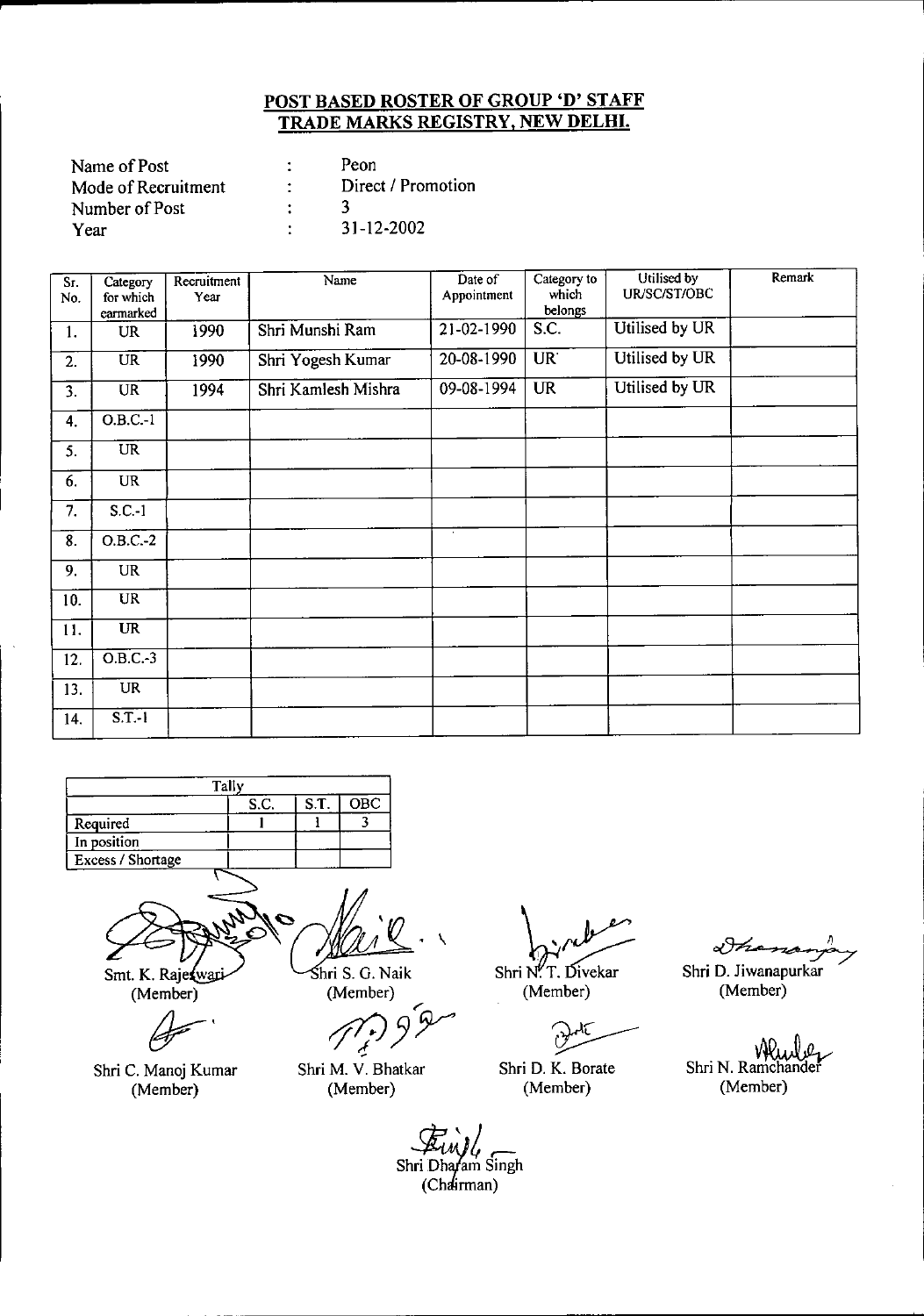## POST BASED ROSTER OF GROUP 'D' STAFF
## TRADE MARKS REGISTRY, NEW DELHI.

Name of Post : Peon
Mode of Recruitment : Direct / Promotion
Number of Post : 3
Year : 31-12-2002

| Sr. No. | Category for which earmarked | Recruitment Year | Name | Date of Appointment | Category to which belongs | Utilised by UR/SC/ST/OBC | Remark |
|---|---|---|---|---|---|---|---|
| 1. | UR | 1990 | Shri Munshi Ram | 21-02-1990 | S.C. | Utilised by UR | |
| 2. | UR | 1990 | Shri Yogesh Kumar | 20-08-1990 | UR | Utilised by UR | |
| 3. | UR | 1994 | Shri Kamlesh Mishra | 09-08-1994 | UR | Utilised by UR | |
| 4. | O.B.C.-1 | | | | | | |
| 5. | UR | | | | | | |
| 6. | UR | | | | | | |
| 7. | S.C.-1 | | | | | | |
| 8. | O.B.C.-2 | | | | | | |
| 9. | UR | | | | | | |
| 10. | UR | | | | | | |
| 11. | UR | | | | | | |
| 12. | O.B.C.-3 | | | | | | |
| 13. | UR | | | | | | |
| 14. | S.T.-1 | | | | | | |

| Tally | S.C. | S.T. | OBC |
|---|---|---|---|
| Required | 1 | 1 | 3 |
| In position | | | |
| Excess / Shortage | | | |

Smt. K. Rajeswari (Member)

Shri S. G. Naik (Member)

Shri N. T. Divekar (Member)

Shri D. Jiwanapurkar (Member)

Shri C. Manoj Kumar (Member)

Shri M. V. Bhatkar (Member)

Shri D. K. Borate (Member)

Shri N. Ramchander (Member)

Shri Dharam Singh (Chairman)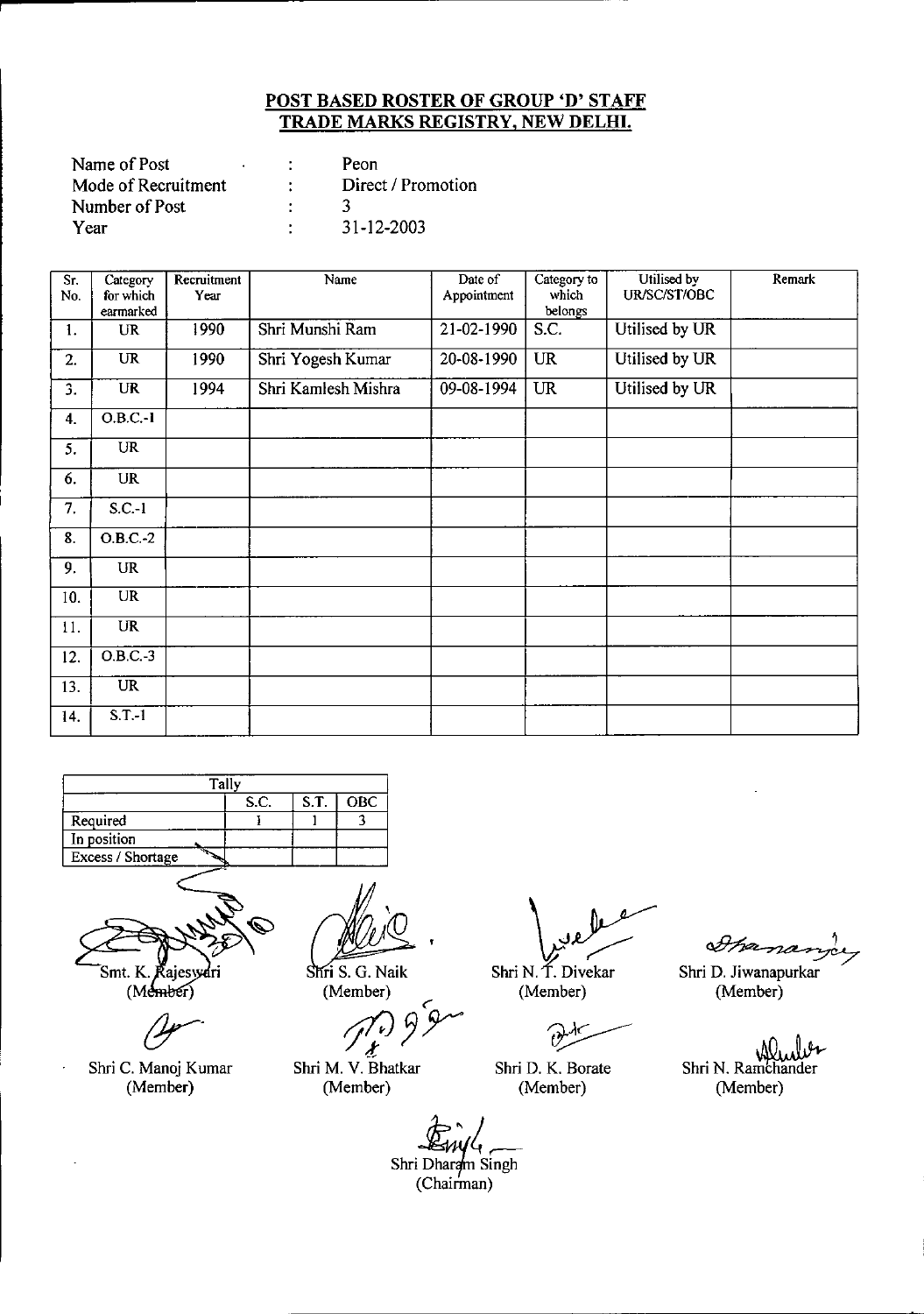**POST BASED ROSTER OF GROUP 'D' STAFF**
**TRADE MARKS REGISTRY, NEW DELHI.**

Name of Post : Peon
Mode of Recruitment : Direct / Promotion
Number of Post : 3
Year : 31-12-2003

| Sr. No. | Category for which earmarked | Recruitment Year | Name | Date of Appointment | Category to which belongs | Utilised by UR/SC/ST/OBC | Remark |
|---|---|---|---|---|---|---|---|
| 1. | UR | 1990 | Shri Munshi Ram | 21-02-1990 | S.C. | Utilised by UR | |
| 2. | UR | 1990 | Shri Yogesh Kumar | 20-08-1990 | UR | Utilised by UR | |
| 3. | UR | 1994 | Shri Kamlesh Mishra | 09-08-1994 | UR | Utilised by UR | |
| 4. | O.B.C.-1 | | | | | | |
| 5. | UR | | | | | | |
| 6. | UR | | | | | | |
| 7. | S.C.-1 | | | | | | |
| 8. | O.B.C.-2 | | | | | | |
| 9. | UR | | | | | | |
| 10. | UR | | | | | | |
| 11. | UR | | | | | | |
| 12. | O.B.C.-3 | | | | | | |
| 13. | UR | | | | | | |
| 14. | S.T.-1 | | | | | | |

| Tally | | | |
|---|---|---|---|
| | S.C. | S.T. | OBC |
| Required | 1 | 1 | 3 |
| In position | | | |
| Excess / Shortage | | | |

Smt. K. Rajeswari (Member)

Shri S. G. Naik (Member)

Shri N. T. Divekar (Member)

Shri D. Jiwanapurkar (Member)

Shri C. Manoj Kumar (Member)

Shri M. V. Bhatkar (Member)

Shri D. K. Borate (Member)

Shri N. Ramchander (Member)

Shri Dharam Singh (Chairman)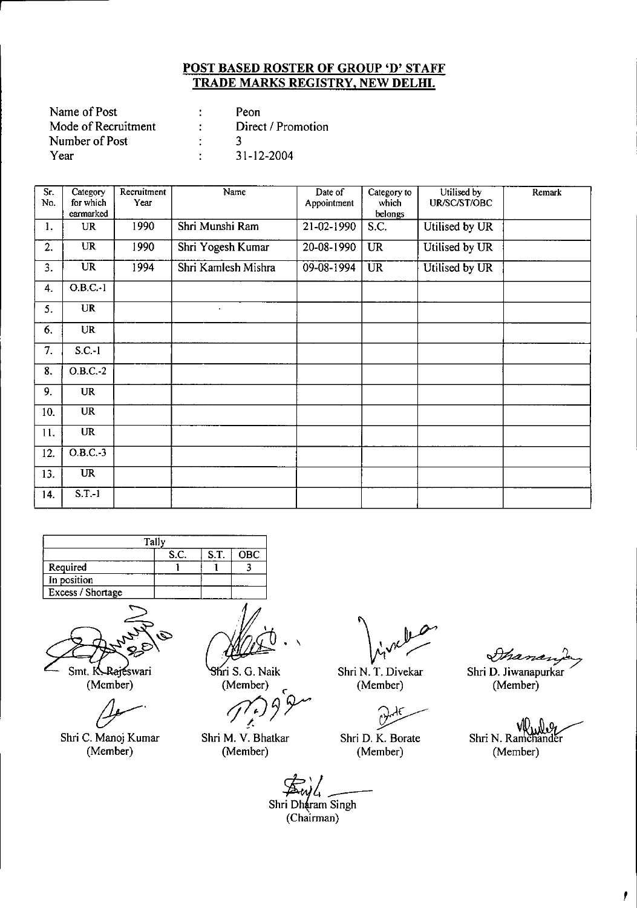# POST BASED ROSTER OF GROUP 'D' STAFF
# TRADE MARKS REGISTRY, NEW DELHI.

Name of Post : Peon
Mode of Recruitment : Direct / Promotion
Number of Post : 3
Year : 31-12-2004

| Sr. No. | Category for which earmarked | Recruitment Year | Name | Date of Appointment | Category to which belongs | Utilised by UR/SC/ST/OBC | Remark |
|---|---|---|---|---|---|---|---|
| 1. | UR | 1990 | Shri Munshi Ram | 21-02-1990 | S.C. | Utilised by UR | |
| 2. | UR | 1990 | Shri Yogesh Kumar | 20-08-1990 | UR | Utilised by UR | |
| 3. | UR | 1994 | Shri Kamlesh Mishra | 09-08-1994 | UR | Utilised by UR | |
| 4. | O.B.C.-1 | | | | | | |
| 5. | UR | | . | | | | |
| 6. | UR | | | | | | |
| 7. | S.C.-1 | | | | | | |
| 8. | O.B.C.-2 | | | | | | |
| 9. | UR | | | | | | |
| 10. | UR | | | | | | |
| 11. | UR | | | | | | |
| 12. | O.B.C.-3 | | | | | | |
| 13. | UR | | | | | | |
| 14. | S.T.-1 | | | | | | |

| Tally | S.C. | S.T. | OBC |
|---|---|---|---|
| Required | 1 | 1 | 3 |
| In position | | | |
| Excess / Shortage | | | |

Smt. K. Rajeswari (Member)

Shri S. G. Naik (Member)

Shri N. T. Divekar (Member)

Shri D. Jiwanapurkar (Member)

Shri C. Manoj Kumar (Member)

Shri M. V. Bhatkar (Member)

Shri D. K. Borate (Member)

Shri N. Ramchander (Member)

Shri Dharam Singh (Chairman)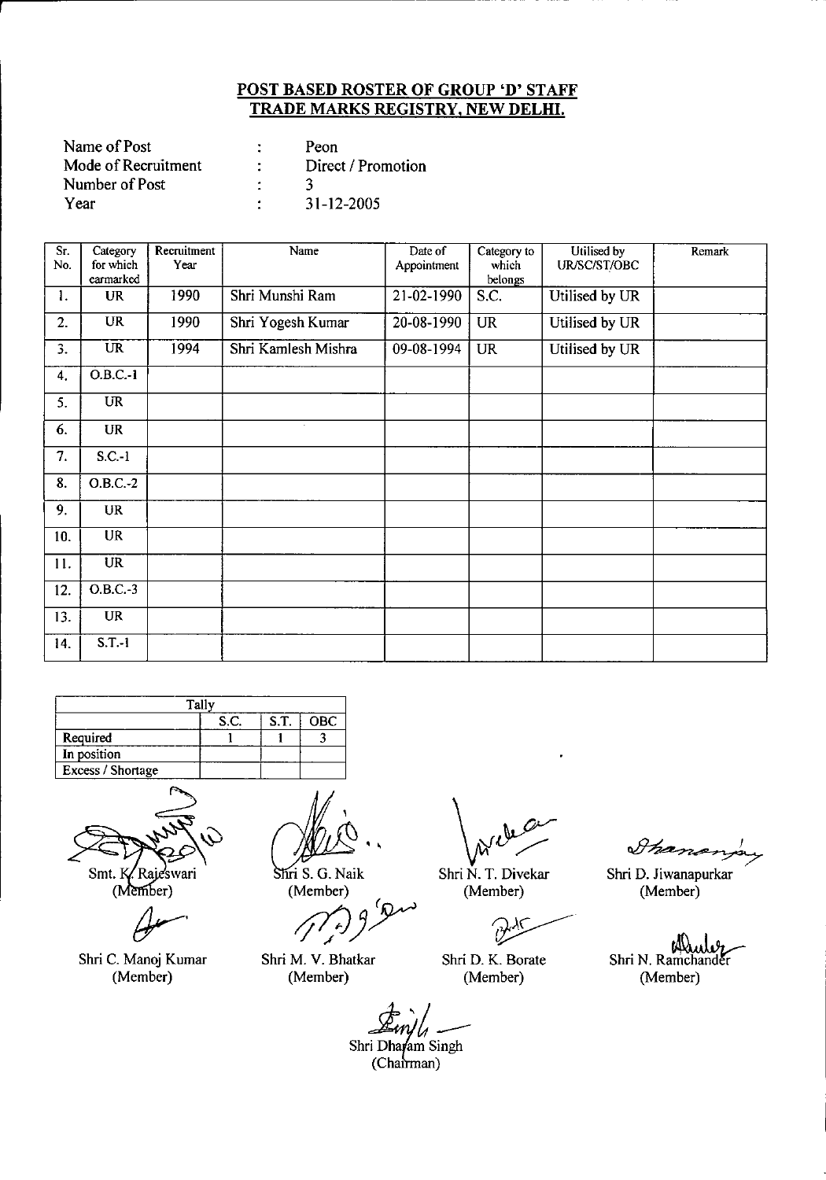## POST BASED ROSTER OF GROUP 'D' STAFF
## TRADE MARKS REGISTRY, NEW DELHI.

Name of Post : Peon
Mode of Recruitment : Direct / Promotion
Number of Post : 3
Year : 31-12-2005

| Sr. No. | Category for which earmarked | Recruitment Year | Name | Date of Appointment | Category to which belongs | Utilised by UR/SC/ST/OBC | Remark |
|---|---|---|---|---|---|---|---|
| 1. | UR | 1990 | Shri Munshi Ram | 21-02-1990 | S.C. | Utilised by UR | |
| 2. | UR | 1990 | Shri Yogesh Kumar | 20-08-1990 | UR | Utilised by UR | |
| 3. | UR | 1994 | Shri Kamlesh Mishra | 09-08-1994 | UR | Utilised by UR | |
| 4. | O.B.C.-1 | | | | | | |
| 5. | UR | | | | | | |
| 6. | UR | | | | | | |
| 7. | S.C.-1 | | | | | | |
| 8. | O.B.C.-2 | | | | | | |
| 9. | UR | | | | | | |
| 10. | UR | | | | | | |
| 11. | UR | | | | | | |
| 12. | O.B.C.-3 | | | | | | |
| 13. | UR | | | | | | |
| 14. | S.T.-1 | | | | | | |

| Tally | | | |
|---|---|---|---|
| | S.C. | S.T. | OBC |
| Required | 1 | 1 | 3 |
| In position | | | |
| Excess / Shortage | | | |

Smt. K. Rajeswari (Member)

Shri S. G. Naik (Member)

Shri N. T. Divekar (Member)

Shri D. Jiwanapurkar (Member)

Shri C. Manoj Kumar (Member)

Shri M. V. Bhatkar (Member)

Shri D. K. Borate (Member)

Shri N. Ramchander (Member)

Shri Dharam Singh (Chairman)